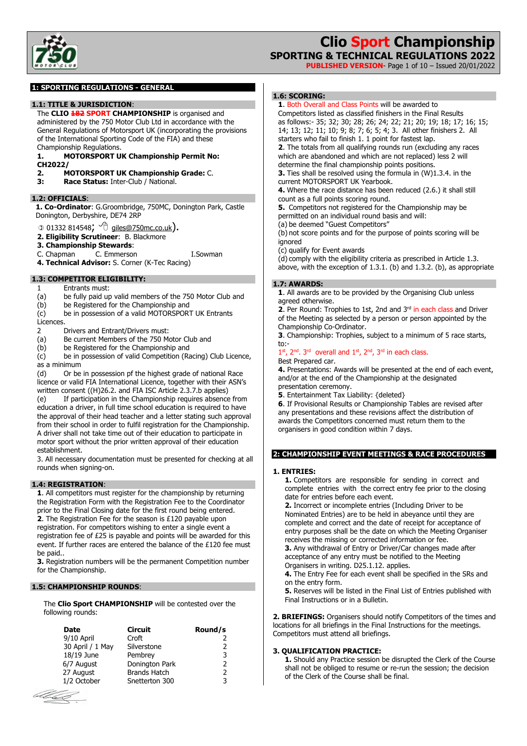# Clio Sport Championship

## SPORTING & TECHNICAL REGULATIONS 2022

**PUBLISHED VERSION**- Page 1 of 10 – Issued 20/01/2022

## 1: SPORTING REGULATIONS - GENERAL

### 1.1: TITLE & JURISDICTION:

The **CLIO ~~182~~ SPORT CHAMPIONSHIP** is organised and administered by the 750 Motor Club Ltd in accordance with the General Regulations of Motorsport UK (incorporating the provisions of the International Sporting Code of the FIA) and these Championship Regulations.

1. **MOTORSPORT UK Championship Permit No: CH2022/**
2. **MOTORSPORT UK Championship Grade:** C.
3. **Race Status:** Inter-Club / National.

### 1.2: OFFICIALS:

1. **Co-Ordinator**: G.Groombridge, 750MC, Donington Park, Castle Donington, Derbyshire, DE74 2RP
   01332 814548; giles@750mc.co.uk).
2. **Eligibility Scrutineer**: B. Blackmore
3. **Championship Stewards**:
   C. Chapman C. Emmerson I.Sowman
4. **Technical Advisor:** S. Corner (K-Tec Racing)

### 1.3: COMPETITOR ELIGIBILITY:

1 Entrants must:
(a) be fully paid up valid members of the 750 Motor Club and
(b) be Registered for the Championship and
(c) be in possession of a valid MOTORSPORT UK Entrants Licences.

2 Drivers and Entrant/Drivers must:
(a) Be current Members of the 750 Motor Club and
(b) be Registered for the Championship and
(c) be in possession of valid Competition (Racing) Club Licence, as a minimum
(d) Or be in possession pf the highest grade of national Race licence or valid FIA International Licence, together with their ASN's written consent ((H)26.2. and FIA ISC Article 2.3.7.b applies)
(e) If participation in the Championship requires absence from education a driver, in full time school education is required to have the approval of their head teacher and a letter stating such approval from their school in order to fulfil registration for the Championship. A driver shall not take time out of their education to participate in motor sport without the prior written approval of their education establishment.

3. All necessary documentation must be presented for checking at all rounds when signing-on.

### 1.4: REGISTRATION:

**1**. All competitors must register for the championship by returning the Registration Form with the Registration Fee to the Coordinator prior to the Final Closing date for the first round being entered.
**2**. The Registration Fee for the season is £120 payable upon registration. For competitors wishing to enter a single event a registration fee of £25 is payable and points will be awarded for this event. If further races are entered the balance of the £120 fee must be paid..
**3**. Registration numbers will be the permanent Competition number for the Championship.

### 1.5: CHAMPIONSHIP ROUNDS:

The **Clio Sport CHAMPIONSHIP** will be contested over the following rounds:

| Date | Circuit | Round/s |
|---|---|---|
| 9/10 April | Croft | 2 |
| 30 April / 1 May | Silverstone | 2 |
| 18/19 June | Pembrey | 3 |
| 6/7 August | Donington Park | 2 |
| 27 August | Brands Hatch | 2 |
| 1/2 October | Snetterton 300 | 3 |

### 1.6: SCORING:

**1**. Both Overall and Class Points will be awarded to Competitors listed as classified finishers in the Final Results as follows:- 35; 32; 30; 28; 26; 24; 22; 21; 20; 19; 18; 17; 16; 15; 14; 13; 12; 11; 10; 9; 8; 7; 6; 5; 4; 3. All other finishers 2. All starters who fail to finish 1. 1 point for fastest lap.
**2**. The totals from all qualifying rounds run (excluding any races which are abandoned and which are not replaced) less 2 will determine the final championship points positions.
**3.** Ties shall be resolved using the formula in (W)1.3.4. in the current MOTORSPORT UK Yearbook.
**4.** Where the race distance has been reduced (2.6.) it shall still count as a full points scoring round.
**5.** Competitors not registered for the Championship may be permitted on an individual round basis and will:
(a) be deemed "Guest Competitors"
(b) not score points and for the purpose of points scoring will be ignored
(c) qualify for Event awards
(d) comply with the eligibility criteria as prescribed in Article 1.3. above, with the exception of 1.3.1. (b) and 1.3.2. (b), as appropriate

### 1.7: AWARDS:

**1**. All awards are to be provided by the Organising Club unless agreed otherwise.
**2**. Per Round: Trophies to 1st, 2nd and 3rd in each class and Driver of the Meeting as selected by a person or person appointed by the Championship Co-Ordinator.
**3**. Championship: Trophies, subject to a minimum of 5 race starts, to:-
1st, 2nd. 3rd overall and 1st, 2nd, 3rd in each class.
Best Prepared car.
**4.** Presentations: Awards will be presented at the end of each event, and/or at the end of the Championship at the designated presentation ceremony.
**5**. Entertainment Tax Liability: {deleted}
**6**. If Provisional Results or Championship Tables are revised after any presentations and these revisions affect the distribution of awards the Competitors concerned must return them to the organisers in good condition within 7 days.

## 2: CHAMPIONSHIP EVENT MEETINGS & RACE PROCEDURES

### 1. ENTRIES:

**1.** Competitors are responsible for sending in correct and complete entries with the correct entry fee prior to the closing date for entries before each event.
**2.** Incorrect or incomplete entries (Including Driver to be Nominated Entries) are to be held in abeyance until they are complete and correct and the date of receipt for acceptance of entry purposes shall be the date on which the Meeting Organiser receives the missing or corrected information or fee.
**3.** Any withdrawal of Entry or Driver/Car changes made after acceptance of any entry must be notified to the Meeting Organisers in writing. D25.1.12. applies.
**4.** The Entry Fee for each event shall be specified in the SRs and on the entry form.
**5.** Reserves will be listed in the Final List of Entries published with Final Instructions or in a Bulletin.

### 2. BRIEFINGS:

Organisers should notify Competitors of the times and locations for all briefings in the Final Instructions for the meetings. Competitors must attend all briefings.

### 3. QUALIFICATION PRACTICE:

**1.** Should any Practice session be disrupted the Clerk of the Course shall not be obliged to resume or re-run the session; the decision of the Clerk of the Course shall be final.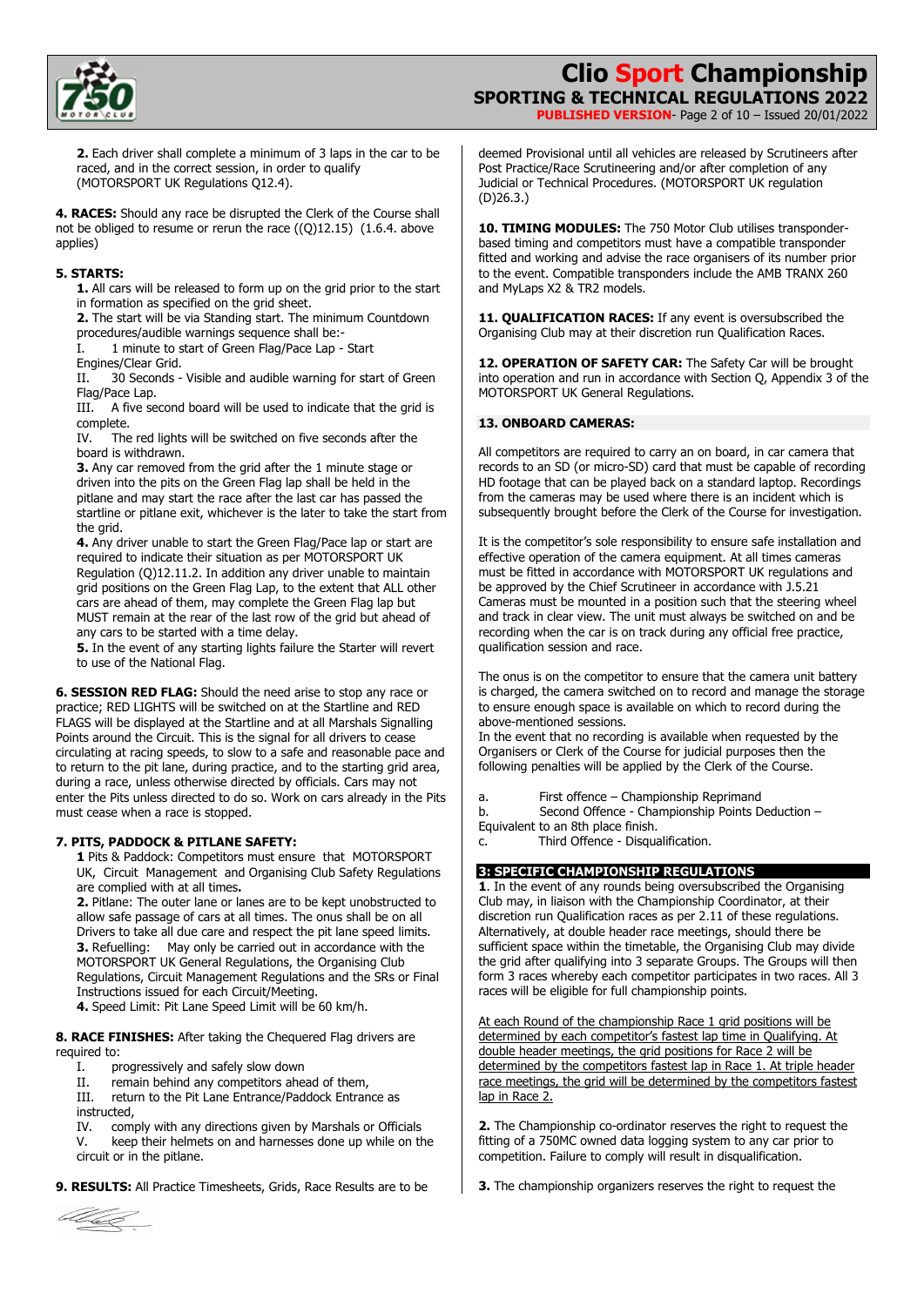**2.** Each driver shall complete a minimum of 3 laps in the car to be raced, and in the correct session, in order to qualify (MOTORSPORT UK Regulations Q12.4).

**4. RACES:** Should any race be disrupted the Clerk of the Course shall not be obliged to resume or rerun the race ((Q)12.15) (1.6.4. above applies)

**5. STARTS:**

**1.** All cars will be released to form up on the grid prior to the start in formation as specified on the grid sheet.

**2.** The start will be via Standing start. The minimum Countdown procedures/audible warnings sequence shall be:-

I. 1 minute to start of Green Flag/Pace Lap - Start Engines/Clear Grid.

II. 30 Seconds - Visible and audible warning for start of Green Flag/Pace Lap.

III. A five second board will be used to indicate that the grid is complete.

IV. The red lights will be switched on five seconds after the board is withdrawn.

**3.** Any car removed from the grid after the 1 minute stage or driven into the pits on the Green Flag lap shall be held in the pitlane and may start the race after the last car has passed the startline or pitlane exit, whichever is the later to take the start from the grid.

**4.** Any driver unable to start the Green Flag/Pace lap or start are required to indicate their situation as per MOTORSPORT UK Regulation (Q)12.11.2. In addition any driver unable to maintain grid positions on the Green Flag Lap, to the extent that ALL other cars are ahead of them, may complete the Green Flag lap but MUST remain at the rear of the last row of the grid but ahead of any cars to be started with a time delay.

**5.** In the event of any starting lights failure the Starter will revert to use of the National Flag.

**6. SESSION RED FLAG:** Should the need arise to stop any race or practice; RED LIGHTS will be switched on at the Startline and RED FLAGS will be displayed at the Startline and at all Marshals Signalling Points around the Circuit. This is the signal for all drivers to cease circulating at racing speeds, to slow to a safe and reasonable pace and to return to the pit lane, during practice, and to the starting grid area, during a race, unless otherwise directed by officials. Cars may not enter the Pits unless directed to do so. Work on cars already in the Pits must cease when a race is stopped.

**7. PITS, PADDOCK & PITLANE SAFETY:**

**1** Pits & Paddock: Competitors must ensure that MOTORSPORT UK, Circuit Management and Organising Club Safety Regulations are complied with at all times**.**

**2.** Pitlane: The outer lane or lanes are to be kept unobstructed to allow safe passage of cars at all times. The onus shall be on all Drivers to take all due care and respect the pit lane speed limits.

**3.** Refuelling: May only be carried out in accordance with the MOTORSPORT UK General Regulations, the Organising Club Regulations, Circuit Management Regulations and the SRs or Final Instructions issued for each Circuit/Meeting.

**4.** Speed Limit: Pit Lane Speed Limit will be 60 km/h.

**8. RACE FINISHES:** After taking the Chequered Flag drivers are required to:

I. progressively and safely slow down

II. remain behind any competitors ahead of them,

III. return to the Pit Lane Entrance/Paddock Entrance as instructed,

IV. comply with any directions given by Marshals or Officials

V. keep their helmets on and harnesses done up while on the circuit or in the pitlane.

**9. RESULTS:** All Practice Timesheets, Grids, Race Results are to be deemed Provisional until all vehicles are released by Scrutineers after Post Practice/Race Scrutineering and/or after completion of any Judicial or Technical Procedures. (MOTORSPORT UK regulation (D)26.3.)

**10. TIMING MODULES:** The 750 Motor Club utilises transponder-based timing and competitors must have a compatible transponder fitted and working and advise the race organisers of its number prior to the event. Compatible transponders include the AMB TRANX 260 and MyLaps X2 & TR2 models.

**11. QUALIFICATION RACES:** If any event is oversubscribed the Organising Club may at their discretion run Qualification Races.

**12. OPERATION OF SAFETY CAR:** The Safety Car will be brought into operation and run in accordance with Section Q, Appendix 3 of the MOTORSPORT UK General Regulations.

**13. ONBOARD CAMERAS:**

All competitors are required to carry an on board, in car camera that records to an SD (or micro-SD) card that must be capable of recording HD footage that can be played back on a standard laptop. Recordings from the cameras may be used where there is an incident which is subsequently brought before the Clerk of the Course for investigation.

It is the competitor's sole responsibility to ensure safe installation and effective operation of the camera equipment. At all times cameras must be fitted in accordance with MOTORSPORT UK regulations and be approved by the Chief Scrutineer in accordance with J.5.21 Cameras must be mounted in a position such that the steering wheel and track in clear view. The unit must always be switched on and be recording when the car is on track during any official free practice, qualification session and race.

The onus is on the competitor to ensure that the camera unit battery is charged, the camera switched on to record and manage the storage to ensure enough space is available on which to record during the above-mentioned sessions.

In the event that no recording is available when requested by the Organisers or Clerk of the Course for judicial purposes then the following penalties will be applied by the Clerk of the Course.

a. First offence – Championship Reprimand

b. Second Offence - Championship Points Deduction – Equivalent to an 8th place finish.

c. Third Offence - Disqualification.

## 3: SPECIFIC CHAMPIONSHIP REGULATIONS

**1**. In the event of any rounds being oversubscribed the Organising Club may, in liaison with the Championship Coordinator, at their discretion run Qualification races as per 2.11 of these regulations. Alternatively, at double header race meetings, should there be sufficient space within the timetable, the Organising Club may divide the grid after qualifying into 3 separate Groups. The Groups will then form 3 races whereby each competitor participates in two races. All 3 races will be eligible for full championship points.

<u>At each Round of the championship Race 1 grid positions will be determined by each competitor's fastest lap time in Qualifying. At double header meetings, the grid positions for Race 2 will be determined by the competitors fastest lap in Race 1. At triple header race meetings, the grid will be determined by the competitors fastest lap in Race 2.</u>

**2.** The Championship co-ordinator reserves the right to request the fitting of a 750MC owned data logging system to any car prior to competition. Failure to comply will result in disqualification.

**3.** The championship organizers reserves the right to request the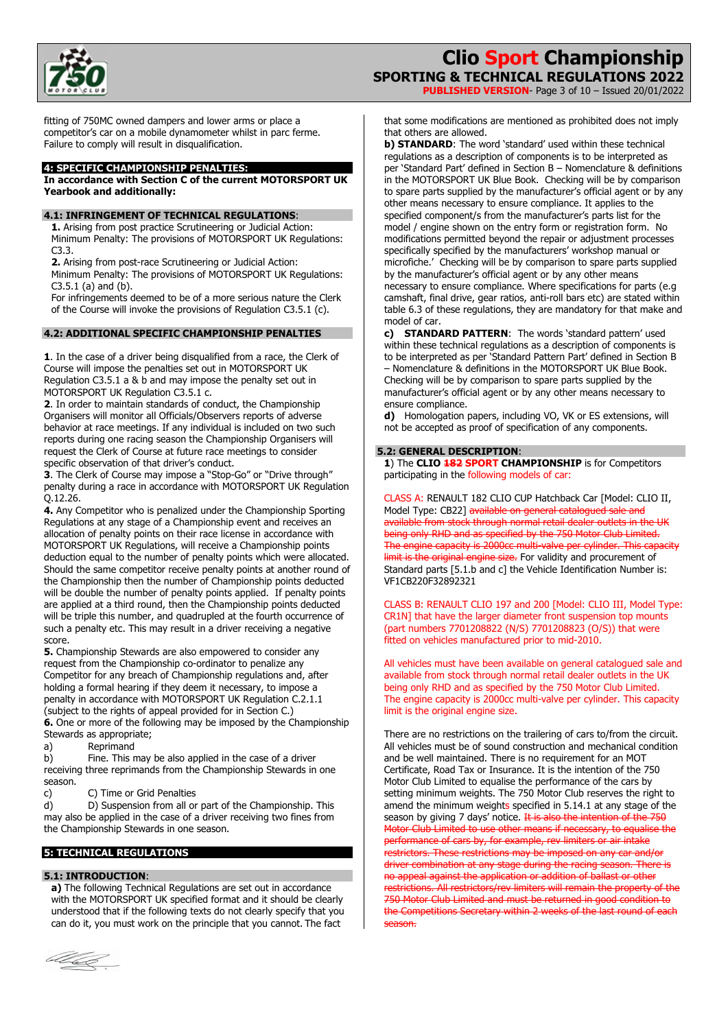fitting of 750MC owned dampers and lower arms or place a competitor's car on a mobile dynamometer whilst in parc ferme. Failure to comply will result in disqualification.

## 4: SPECIFIC CHAMPIONSHIP PENALTIES:

**In accordance with Section C of the current MOTORSPORT UK Yearbook and additionally:**

### 4.1: INFRINGEMENT OF TECHNICAL REGULATIONS:

**1.** Arising from post practice Scrutineering or Judicial Action: Minimum Penalty: The provisions of MOTORSPORT UK Regulations: C3.3.

**2.** Arising from post-race Scrutineering or Judicial Action: Minimum Penalty: The provisions of MOTORSPORT UK Regulations: C3.5.1 (a) and (b).

For infringements deemed to be of a more serious nature the Clerk of the Course will invoke the provisions of Regulation C3.5.1 (c).

### 4.2: ADDITIONAL SPECIFIC CHAMPIONSHIP PENALTIES

**1**. In the case of a driver being disqualified from a race, the Clerk of Course will impose the penalties set out in MOTORSPORT UK Regulation C3.5.1 a & b and may impose the penalty set out in MOTORSPORT UK Regulation C3.5.1 c.

**2**. In order to maintain standards of conduct, the Championship Organisers will monitor all Officials/Observers reports of adverse behavior at race meetings. If any individual is included on two such reports during one racing season the Championship Organisers will request the Clerk of Course at future race meetings to consider specific observation of that driver's conduct.

**3**. The Clerk of Course may impose a "Stop-Go" or "Drive through" penalty during a race in accordance with MOTORSPORT UK Regulation Q.12.26.

**4.** Any Competitor who is penalized under the Championship Sporting Regulations at any stage of a Championship event and receives an allocation of penalty points on their race license in accordance with MOTORSPORT UK Regulations, will receive a Championship points deduction equal to the number of penalty points which were allocated. Should the same competitor receive penalty points at another round of the Championship then the number of Championship points deducted will be double the number of penalty points applied. If penalty points are applied at a third round, then the Championship points deducted will be triple this number, and quadrupled at the fourth occurrence of such a penalty etc. This may result in a driver receiving a negative score.

**5.** Championship Stewards are also empowered to consider any request from the Championship co-ordinator to penalize any Competitor for any breach of Championship regulations and, after holding a formal hearing if they deem it necessary, to impose a penalty in accordance with MOTORSPORT UK Regulation C.2.1.1 (subject to the rights of appeal provided for in Section C.)

**6.** One or more of the following may be imposed by the Championship Stewards as appropriate;

a) Reprimand

b) Fine. This may be also applied in the case of a driver receiving three reprimands from the Championship Stewards in one season.

c) C) Time or Grid Penalties

d) D) Suspension from all or part of the Championship. This may also be applied in the case of a driver receiving two fines from the Championship Stewards in one season.

## 5: TECHNICAL REGULATIONS

### 5.1: INTRODUCTION:

**a)** The following Technical Regulations are set out in accordance with the MOTORSPORT UK specified format and it should be clearly understood that if the following texts do not clearly specify that you can do it, you must work on the principle that you cannot. The fact that some modifications are mentioned as prohibited does not imply that others are allowed.

**b) STANDARD**: The word 'standard' used within these technical regulations as a description of components is to be interpreted as per 'Standard Part' defined in Section B – Nomenclature & definitions in the MOTORSPORT UK Blue Book. Checking will be by comparison to spare parts supplied by the manufacturer's official agent or by any other means necessary to ensure compliance. It applies to the specified component/s from the manufacturer's parts list for the model / engine shown on the entry form or registration form. No modifications permitted beyond the repair or adjustment processes specifically specified by the manufacturers' workshop manual or microfiche.' Checking will be by comparison to spare parts supplied by the manufacturer's official agent or by any other means necessary to ensure compliance. Where specifications for parts (e.g camshaft, final drive, gear ratios, anti-roll bars etc) are stated within table 6.3 of these regulations, they are mandatory for that make and model of car.

**c) STANDARD PATTERN**: The words 'standard pattern' used within these technical regulations as a description of components is to be interpreted as per 'Standard Pattern Part' defined in Section B – Nomenclature & definitions in the MOTORSPORT UK Blue Book. Checking will be by comparison to spare parts supplied by the manufacturer's official agent or by any other means necessary to ensure compliance.

**d)** Homologation papers, including VO, VK or ES extensions, will not be accepted as proof of specification of any components.

### 5.2: GENERAL DESCRIPTION:

**1**) The **CLIO ~~182~~ SPORT CHAMPIONSHIP** is for Competitors participating in the following models of car:

CLASS A: RENAULT 182 CLIO CUP Hatchback Car [Model: CLIO II, Model Type: CB22] ~~available on general catalogued sale and available from stock through normal retail dealer outlets in the UK being only RHD and as specified by the 750 Motor Club Limited. The engine capacity is 2000cc multi-valve per cylinder. This capacity limit is the original engine size.~~ For validity and procurement of Standard parts [5.1.b and c] the Vehicle Identification Number is: VF1CB220F32892321

CLASS B: RENAULT CLIO 197 and 200 [Model: CLIO III, Model Type: CR1N] that have the larger diameter front suspension top mounts (part numbers 7701208822 (N/S) 7701208823 (O/S)) that were fitted on vehicles manufactured prior to mid-2010.

All vehicles must have been available on general catalogued sale and available from stock through normal retail dealer outlets in the UK being only RHD and as specified by the 750 Motor Club Limited. The engine capacity is 2000cc multi-valve per cylinder. This capacity limit is the original engine size.

There are no restrictions on the trailering of cars to/from the circuit. All vehicles must be of sound construction and mechanical condition and be well maintained. There is no requirement for an MOT Certificate, Road Tax or Insurance. It is the intention of the 750 Motor Club Limited to equalise the performance of the cars by setting minimum weights. The 750 Motor Club reserves the right to amend the minimum weights specified in 5.14.1 at any stage of the season by giving 7 days' notice. ~~It is also the intention of the 750 Motor Club Limited to use other means if necessary, to equalise the performance of cars by, for example, rev limiters or air intake restrictors. These restrictions may be imposed on any car and/or driver combination at any stage during the racing season. There is no appeal against the application or addition of ballast or other restrictions. All restrictors/rev limiters will remain the property of the 750 Motor Club Limited and must be returned in good condition to the Competitions Secretary within 2 weeks of the last round of each season.~~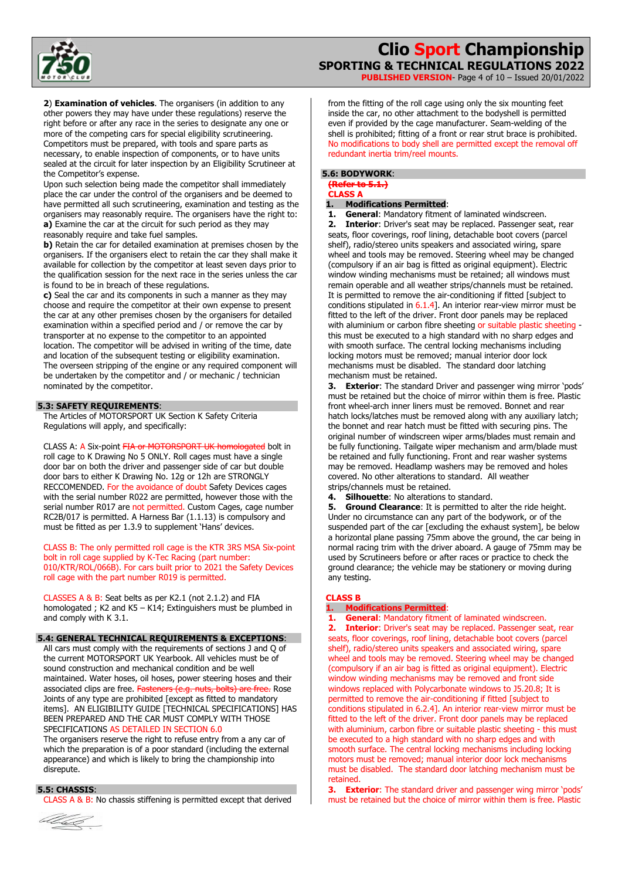2) **Examination of vehicles**. The organisers (in addition to any other powers they may have under these regulations) reserve the right before or after any race in the series to designate any one or more of the competing cars for special eligibility scrutineering. Competitors must be prepared, with tools and spare parts as necessary, to enable inspection of components, or to have units sealed at the circuit for later inspection by an Eligibility Scrutineer at the Competitor's expense.

Upon such selection being made the competitor shall immediately place the car under the control of the organisers and be deemed to have permitted all such scrutineering, examination and testing as the organisers may reasonably require. The organisers have the right to:

**a)** Examine the car at the circuit for such period as they may reasonably require and take fuel samples.

**b)** Retain the car for detailed examination at premises chosen by the organisers. If the organisers elect to retain the car they shall make it available for collection by the competitor at least seven days prior to the qualification session for the next race in the series unless the car is found to be in breach of these regulations.

**c)** Seal the car and its components in such a manner as they may choose and require the competitor at their own expense to present the car at any other premises chosen by the organisers for detailed examination within a specified period and / or remove the car by transporter at no expense to the competitor to an appointed location. The competitor will be advised in writing of the time, date and location of the subsequent testing or eligibility examination. The overseen stripping of the engine or any required component will be undertaken by the competitor and / or mechanic / technician nominated by the competitor.

## 5.3: SAFETY REQUIREMENTS:

The Articles of MOTORSPORT UK Section K Safety Criteria Regulations will apply, and specifically:

CLASS A: A Six-point ~~FIA or MOTORSPORT UK homologated~~ bolt in roll cage to K Drawing No 5 ONLY. Roll cages must have a single door bar on both the driver and passenger side of car but double door bars to either K Drawing No. 12g or 12h are STRONGLY RECCOMENDED. For the avoidance of doubt Safety Devices cages with the serial number R022 are permitted, however those with the serial number R017 are not permitted. Custom Cages, cage number RC2B/017 is permitted. A Harness Bar (1.1.13) is compulsory and must be fitted as per 1.3.9 to supplement 'Hans' devices.

CLASS B: The only permitted roll cage is the KTR 3RS MSA Six-point bolt in roll cage supplied by K-Tec Racing (part number: 010/KTR/ROL/066B). For cars built prior to 2021 the Safety Devices roll cage with the part number R019 is permitted.

CLASSES A & B: Seat belts as per K2.1 (not 2.1.2) and FIA homologated ; K2 and K5 – K14; Extinguishers must be plumbed in and comply with K 3.1.

## 5.4: GENERAL TECHNICAL REQUIREMENTS & EXCEPTIONS:

All cars must comply with the requirements of sections J and Q of the current MOTORSPORT UK Yearbook. All vehicles must be of sound construction and mechanical condition and be well maintained. Water hoses, oil hoses, power steering hoses and their associated clips are free. ~~Fasteners (e.g. nuts, bolts) are free.~~ Rose Joints of any type are prohibited [except as fitted to mandatory items]. AN ELIGIBILITY GUIDE [TECHNICAL SPECIFICATIONS] HAS BEEN PREPARED AND THE CAR MUST COMPLY WITH THOSE SPECIFICATIONS AS DETAILED IN SECTION 6.0

The organisers reserve the right to refuse entry from a any car of which the preparation is of a poor standard (including the external appearance) and which is likely to bring the championship into disrepute.

## 5.5: CHASSIS:

CLASS A & B: No chassis stiffening is permitted except that derived from the fitting of the roll cage using only the six mounting feet inside the car, no other attachment to the bodyshell is permitted even if provided by the cage manufacturer. Seam-welding of the shell is prohibited; fitting of a front or rear strut brace is prohibited. No modifications to body shell are permitted except the removal off redundant inertia trim/reel mounts.

## 5.6: BODYWORK:

~~(Refer to 5.1.)~~

### CLASS A

**1. Modifications Permitted**:

1. **General**: Mandatory fitment of laminated windscreen.
2. **Interior**: Driver's seat may be replaced. Passenger seat, rear seats, floor coverings, roof lining, detachable boot covers (parcel shelf), radio/stereo units speakers and associated wiring, spare wheel and tools may be removed. Steering wheel may be changed (compulsory if an air bag is fitted as original equipment). Electric window winding mechanisms must be retained; all windows must remain operable and all weather strips/channels must be retained. It is permitted to remove the air-conditioning if fitted [subject to conditions stipulated in 6.1.4]. An interior rear-view mirror must be fitted to the left of the driver. Front door panels may be replaced with aluminium or carbon fibre sheeting or suitable plastic sheeting - this must be executed to a high standard with no sharp edges and with smooth surface. The central locking mechanisms including locking motors must be removed; manual interior door lock mechanisms must be disabled. The standard door latching mechanism must be retained.
3. **Exterior**: The standard Driver and passenger wing mirror 'pods' must be retained but the choice of mirror within them is free. Plastic front wheel-arch inner liners must be removed. Bonnet and rear hatch locks/latches must be removed along with any auxiliary latch; the bonnet and rear hatch must be fitted with securing pins. The original number of windscreen wiper arms/blades must remain and be fully functioning. Tailgate wiper mechanism and arm/blade must be retained and fully functioning. Front and rear washer systems may be removed. Headlamp washers may be removed and holes covered. No other alterations to standard. All weather strips/channels must be retained.
4. **Silhouette**: No alterations to standard.
5. **Ground Clearance**: It is permitted to alter the ride height. Under no circumstance can any part of the bodywork, or of the suspended part of the car [excluding the exhaust system], be below a horizontal plane passing 75mm above the ground, the car being in normal racing trim with the driver aboard. A gauge of 75mm may be used by Scrutineers before or after races or practice to check the ground clearance; the vehicle may be stationary or moving during any testing.

### CLASS B

**1. Modifications Permitted**:

1. **General**: Mandatory fitment of laminated windscreen.
2. **Interior**: Driver's seat may be replaced. Passenger seat, rear seats, floor coverings, roof lining, detachable boot covers (parcel shelf), radio/stereo units speakers and associated wiring, spare wheel and tools may be removed. Steering wheel may be changed (compulsory if an air bag is fitted as original equipment). Electric window winding mechanisms may be removed and front side windows replaced with Polycarbonate windows to J5.20.8; It is permitted to remove the air-conditioning if fitted [subject to conditions stipulated in 6.2.4]. An interior rear-view mirror must be fitted to the left of the driver. Front door panels may be replaced with aluminium, carbon fibre or suitable plastic sheeting - this must be executed to a high standard with no sharp edges and with smooth surface. The central locking mechanisms including locking motors must be removed; manual interior door lock mechanisms must be disabled. The standard door latching mechanism must be retained.
3. **Exterior**: The standard driver and passenger wing mirror 'pods' must be retained but the choice of mirror within them is free. Plastic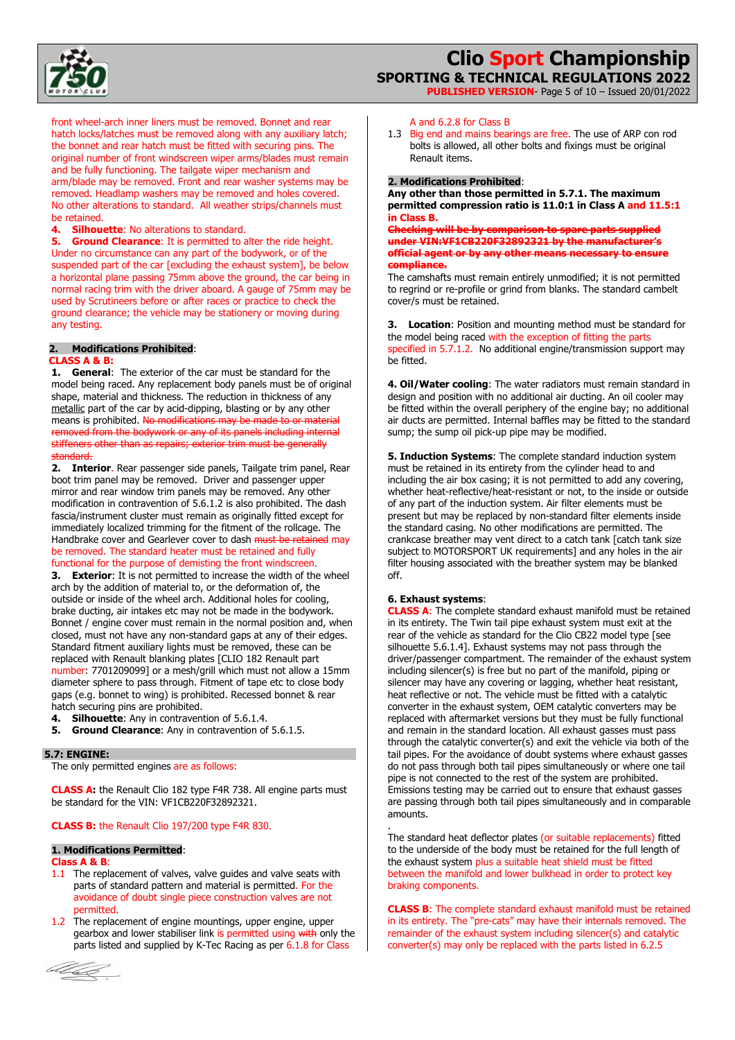front wheel-arch inner liners must be removed. Bonnet and rear hatch locks/latches must be removed along with any auxiliary latch; the bonnet and rear hatch must be fitted with securing pins. The original number of front windscreen wiper arms/blades must remain and be fully functioning. The tailgate wiper mechanism and arm/blade may be removed. Front and rear washer systems may be removed. Headlamp washers may be removed and holes covered. No other alterations to standard. All weather strips/channels must be retained.

**4. Silhouette**: No alterations to standard.

**5. Ground Clearance**: It is permitted to alter the ride height. Under no circumstance can any part of the bodywork, or of the suspended part of the car [excluding the exhaust system], be below a horizontal plane passing 75mm above the ground, the car being in normal racing trim with the driver aboard. A gauge of 75mm may be used by Scrutineers before or after races or practice to check the ground clearance; the vehicle may be stationery or moving during any testing.

**2. Modifications Prohibited**:

**CLASS A & B:**

**1. General**: The exterior of the car must be standard for the model being raced. Any replacement body panels must be of original shape, material and thickness. The reduction in thickness of any metallic part of the car by acid-dipping, blasting or by any other means is prohibited. ~~No modifications may be made to or material removed from the bodywork or any of its panels including internal stiffeners other than as repairs; exterior trim must be generally standard.~~

**2. Interior**. Rear passenger side panels, Tailgate trim panel, Rear boot trim panel may be removed. Driver and passenger upper mirror and rear window trim panels may be removed. Any other modification in contravention of 5.6.1.2 is also prohibited. The dash fascia/instrument cluster must remain as originally fitted except for immediately localized trimming for the fitment of the rollcage. The Handbrake cover and Gearlever cover to dash ~~must be retained~~ may be removed. The standard heater must be retained and fully functional for the purpose of demisting the front windscreen.

**3. Exterior**: It is not permitted to increase the width of the wheel arch by the addition of material to, or the deformation of, the outside or inside of the wheel arch. Additional holes for cooling, brake ducting, air intakes etc may not be made in the bodywork. Bonnet / engine cover must remain in the normal position and, when closed, must not have any non-standard gaps at any of their edges. Standard fitment auxiliary lights must be removed, these can be replaced with Renault blanking plates [CLIO 182 Renault part number: 7701209099] or a mesh/grill which must not allow a 15mm diameter sphere to pass through. Fitment of tape etc to close body gaps (e.g. bonnet to wing) is prohibited. Recessed bonnet & rear hatch securing pins are prohibited.

**4. Silhouette**: Any in contravention of 5.6.1.4.

**5. Ground Clearance**: Any in contravention of 5.6.1.5.

## 5.7: ENGINE:

The only permitted engines are as follows:

**CLASS A:** the Renault Clio 182 type F4R 738. All engine parts must be standard for the VIN: VF1CB220F32892321.

**CLASS B:** the Renault Clio 197/200 type F4R 830.

**1. Modifications Permitted**:

**Class A & B**:

1.1 The replacement of valves, valve guides and valve seats with parts of standard pattern and material is permitted. For the avoidance of doubt single piece construction valves are not permitted.

1.2 The replacement of engine mountings, upper engine, upper gearbox and lower stabiliser link is permitted using ~~with~~ only the parts listed and supplied by K-Tec Racing as per 6.1.8 for Class A and 6.2.8 for Class B

1.3 Big end and mains bearings are free. The use of ARP con rod bolts is allowed, all other bolts and fixings must be original Renault items.

**2. Modifications Prohibited**:

**Any other than those permitted in 5.7.1. The maximum permitted compression ratio is 11.0:1 in Class A and 11.5:1 in Class B.**

~~**Checking will be by comparison to spare parts supplied under VIN:VF1CB220F32892321 by the manufacturer's official agent or by any other means necessary to ensure compliance.**~~

The camshafts must remain entirely unmodified; it is not permitted to regrind or re-profile or grind from blanks. The standard cambelt cover/s must be retained.

**3. Location**: Position and mounting method must be standard for the model being raced with the exception of fitting the parts specified in 5.7.1.2. No additional engine/transmission support may be fitted.

**4. Oil/Water cooling**: The water radiators must remain standard in design and position with no additional air ducting. An oil cooler may be fitted within the overall periphery of the engine bay; no additional air ducts are permitted. Internal baffles may be fitted to the standard sump; the sump oil pick-up pipe may be modified.

**5. Induction Systems**: The complete standard induction system must be retained in its entirety from the cylinder head to and including the air box casing; it is not permitted to add any covering, whether heat-reflective/heat-resistant or not, to the inside or outside of any part of the induction system. Air filter elements must be present but may be replaced by non-standard filter elements inside the standard casing. No other modifications are permitted. The crankcase breather may vent direct to a catch tank [catch tank size subject to MOTORSPORT UK requirements] and any holes in the air filter housing associated with the breather system may be blanked off.

**6. Exhaust systems**:

**CLASS A**: The complete standard exhaust manifold must be retained in its entirety. The Twin tail pipe exhaust system must exit at the rear of the vehicle as standard for the Clio CB22 model type [see silhouette 5.6.1.4]. Exhaust systems may not pass through the driver/passenger compartment. The remainder of the exhaust system including silencer(s) is free but no part of the manifold, piping or silencer may have any covering or lagging, whether heat resistant, heat reflective or not. The vehicle must be fitted with a catalytic converter in the exhaust system, OEM catalytic converters may be replaced with aftermarket versions but they must be fully functional and remain in the standard location. All exhaust gasses must pass through the catalytic converter(s) and exit the vehicle via both of the tail pipes. For the avoidance of doubt systems where exhaust gasses do not pass through both tail pipes simultaneously or where one tail pipe is not connected to the rest of the system are prohibited. Emissions testing may be carried out to ensure that exhaust gasses are passing through both tail pipes simultaneously and in comparable amounts.

.

The standard heat deflector plates (or suitable replacements) fitted to the underside of the body must be retained for the full length of the exhaust system plus a suitable heat shield must be fitted between the manifold and lower bulkhead in order to protect key braking components.

**CLASS B**: The complete standard exhaust manifold must be retained in its entirety. The "pre-cats" may have their internals removed. The remainder of the exhaust system including silencer(s) and catalytic converter(s) may only be replaced with the parts listed in 6.2.5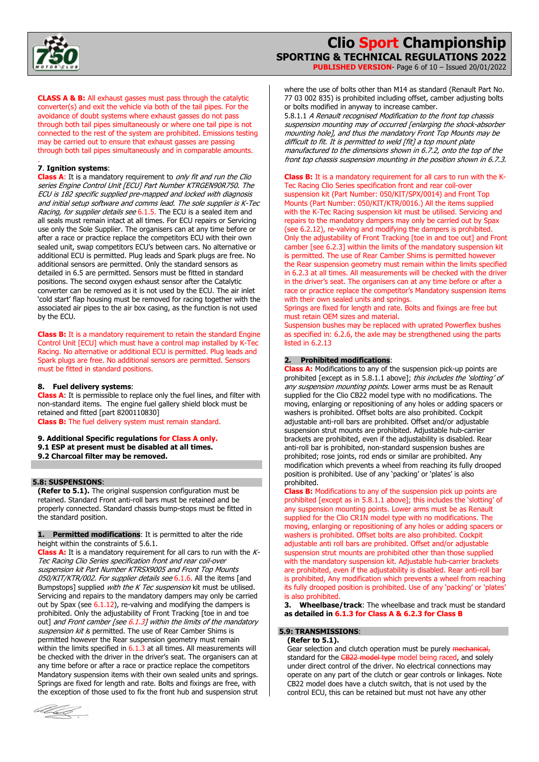**CLASS A & B:** All exhaust gasses must pass through the catalytic converter(s) and exit the vehicle via both of the tail pipes. For the avoidance of doubt systems where exhaust gasses do not pass through both tail pipes simultaneously or where one tail pipe is not connected to the rest of the system are prohibited. Emissions testing may be carried out to ensure that exhaust gasses are passing through both tail pipes simultaneously and in comparable amounts.

.

**7. Ignition systems**:

**Class A**: It is a mandatory requirement to *only fit and run the Clio series Engine Control Unit [ECU] Part Number KTRGEN90R750. The ECU is 182 specific supplied pre-mapped and locked with diagnosis and initial setup software and comms lead. The sole supplier is K-Tec Racing, for supplier details see* 6.1.5. The ECU is a sealed item and all seals must remain intact at all times. For ECU repairs or Servicing use only the Sole Supplier. The organisers can at any time before or after a race or practice replace the competitors ECU with their own sealed unit, swap competitors ECU's between cars. No alternative or additional ECU is permitted. Plug leads and Spark plugs are free. No additional sensors are permitted. Only the standard sensors as detailed in 6.5 are permitted. Sensors must be fitted in standard positions. The second oxygen exhaust sensor after the Catalytic converter can be removed as it is not used by the ECU. The air inlet 'cold start' flap housing must be removed for racing together with the associated air pipes to the air box casing, as the function is not used by the ECU.

**Class B:** It is a mandatory requirement to retain the standard Engine Control Unit [ECU] which must have a control map installed by K-Tec Racing. No alternative or additional ECU is permitted. Plug leads and Spark plugs are free. No additional sensors are permitted. Sensors must be fitted in standard positions.

**8. Fuel delivery systems**:

**Class A**: It is permissible to replace only the fuel lines, and filter with non-standard items. The engine fuel gallery shield block must be retained and fitted [part 8200110830]

**Class B:** The fuel delivery system must remain standard.

**9. Additional Specific regulations for Class A only.**

**9.1 ESP at present must be disabled at all times.**

**9.2 Charcoal filter may be removed.**

## 5.8: SUSPENSIONS:

**(Refer to 5.1).** The original suspension configuration must be retained. Standard Front anti-roll bars must be retained and be properly connected. Standard chassis bump-stops must be fitted in the standard position.

**1. Permitted modifications**: It is permitted to alter the ride height within the constraints of 5.6.1.

**Class A:** It is a mandatory requirement for all cars to run with the *K-Tec Racing Clio Series specification front and rear coil-over suspension kit Part Number KTRSX9005 and Front Top Mounts 050/KIT/KTR/002. For supplier details see* 6.1.6. All the items [and Bumpstops] supplied *with the K Tec suspension* kit must be utilised. Servicing and repairs to the mandatory dampers may only be carried out by Spax (see 6.1.12), re-valving and modifying the dampers is prohibited. Only the adjustability of Front Tracking [toe in and toe out] *and Front camber [see 6.1.3] within the limits of the mandatory suspension kit is* permitted. The use of Rear Camber Shims is permitted however the Rear suspension geometry must remain within the limits specified in 6.1.3 at all times. All measurements will be checked with the driver in the driver's seat. The organisers can at any time before or after a race or practice replace the competitors Mandatory suspension items with their own sealed units and springs. Springs are fixed for length and rate. Bolts and fixings are free, with the exception of those used to fix the front hub and suspension strut where the use of bolts other than M14 as standard (Renault Part No. 77 03 002 835) is prohibited including offset, camber adjusting bolts or bolts modified in anyway to increase camber.

5.8.1.1 *A Renault recognised Modification to the front top chassis suspension mounting may of occurred [enlarging the shock-absorber mounting hole], and thus the mandatory Front Top Mounts may be difficult to fit. It is permitted to weld [fit] a top mount plate manufactured to the dimensions shown in 6.7.2, onto the top of the front top chassis suspension mounting in the position shown in 6.7.3.*

**Class B:** It is a mandatory requirement for all cars to run with the K-Tec Racing Clio Series specification front and rear coil-over suspension kit (Part Number: 050/KIT/SPX/0014) and Front Top Mounts (Part Number: 050/KIT/KTR/0016.) All the items supplied with the K-Tec Racing suspension kit must be utilised. Servicing and repairs to the mandatory dampers may only be carried out by Spax (see 6.2.12), re-valving and modifying the dampers is prohibited. Only the adjustability of Front Tracking [toe in and toe out] and Front camber [see 6.2.3] within the limits of the mandatory suspension kit is permitted. The use of Rear Camber Shims is permitted however the Rear suspension geometry must remain within the limits specified in 6.2.3 at all times. All measurements will be checked with the driver in the driver's seat. The organisers can at any time before or after a race or practice replace the competitor's Mandatory suspension items with their own sealed units and springs.
Springs are fixed for length and rate. Bolts and fixings are free but must retain OEM sizes and material.
Suspension bushes may be replaced with uprated Powerflex bushes as specified in: 6.2.6, the axle may be strengthened using the parts listed in 6.2.13

**2. Prohibited modifications**:

**Class A:** Modifications to any of the suspension pick-up points are prohibited [except as in 5.8.1.1 above]; *this includes the 'slotting' of any suspension mounting points.* Lower arms must be as Renault supplied for the Clio CB22 model type with no modifications. The moving, enlarging or repositioning of any holes or adding spacers or washers is prohibited. Offset bolts are also prohibited. Cockpit adjustable anti-roll bars are prohibited. Offset and/or adjustable suspension strut mounts are prohibited. Adjustable hub-carrier brackets are prohibited, even if the adjustability is disabled. Rear anti-roll bar is prohibited, non-standard suspension bushes are prohibited; rose joints, rod ends or similar are prohibited. Any modification which prevents a wheel from reaching its fully drooped position is prohibited. Use of any 'packing' or 'plates' is also prohibited.

**Class B:** Modifications to any of the suspension pick up points are prohibited [except as in 5.8.1.1 above]; this includes the 'slotting' of any suspension mounting points. Lower arms must be as Renault supplied for the Clio CR1N model type with no modifications. The moving, enlarging or repositioning of any holes or adding spacers or washers is prohibited. Offset bolts are also prohibited. Cockpit adjustable anti roll bars are prohibited. Offset and/or adjustable suspension strut mounts are prohibited other than those supplied with the mandatory suspension kit. Adjustable hub-carrier brackets are prohibited, even if the adjustability is disabled. Rear anti-roll bar is prohibited, Any modification which prevents a wheel from reaching its fully drooped position is prohibited. Use of any 'packing' or 'plates' is also prohibited.

**3. Wheelbase/track**: The wheelbase and track must be standard **as detailed in 6.1.3 for Class A & 6.2.3 for Class B**

## 5.9: TRANSMISSIONS:

**(Refer to 5.1).**

Gear selection and clutch operation must be purely ~~mechanical,~~ standard for the ~~CB22 model type~~ model being raced, and solely under direct control of the driver. No electrical connections may operate on any part of the clutch or gear controls or linkages. Note CB22 model does have a clutch switch, that is not used by the control ECU, this can be retained but must not have any other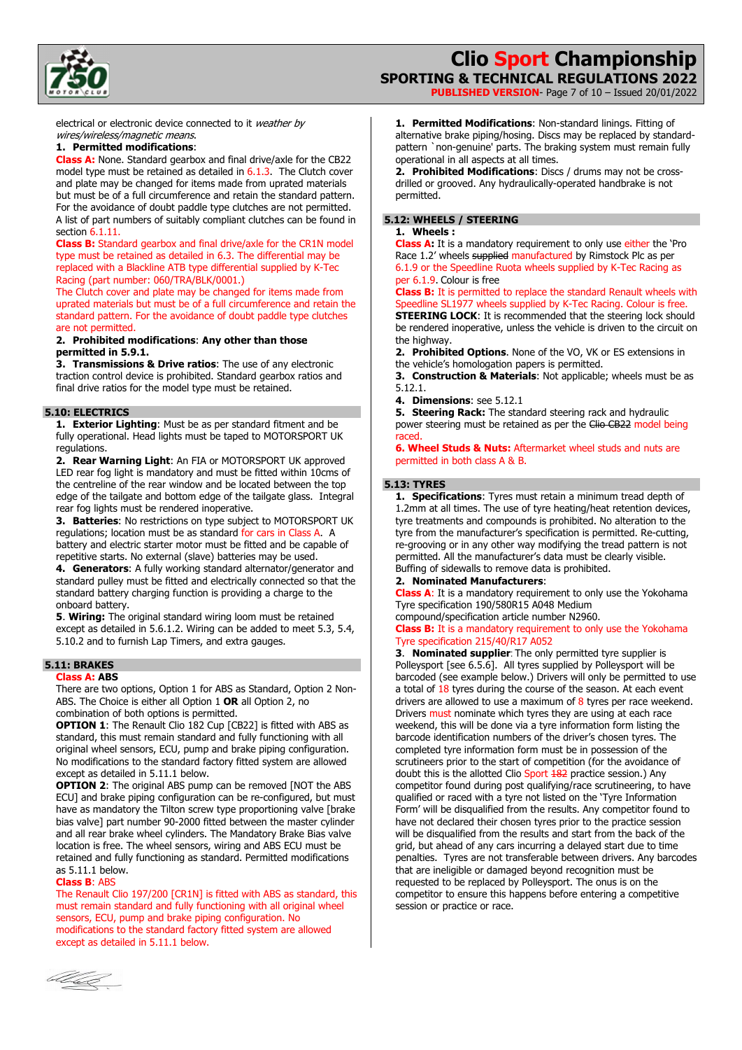electrical or electronic device connected to it *weather by wires/wireless/magnetic means.*

**1. Permitted modifications**:

**Class A:** None. Standard gearbox and final drive/axle for the CB22 model type must be retained as detailed in 6.1.3. The Clutch cover and plate may be changed for items made from uprated materials but must be of a full circumference and retain the standard pattern. For the avoidance of doubt paddle type clutches are not permitted. A list of part numbers of suitably compliant clutches can be found in section 6.1.11.

**Class B:** Standard gearbox and final drive/axle for the CR1N model type must be retained as detailed in 6.3. The differential may be replaced with a Blackline ATB type differential supplied by K-Tec Racing (part number: 060/TRA/BLK/0001.)

The Clutch cover and plate may be changed for items made from uprated materials but must be of a full circumference and retain the standard pattern. For the avoidance of doubt paddle type clutches are not permitted.

**2. Prohibited modifications**: **Any other than those permitted in 5.9.1.**

**3. Transmissions & Drive ratios**: The use of any electronic traction control device is prohibited. Standard gearbox ratios and final drive ratios for the model type must be retained.

## 5.10: ELECTRICS

**1. Exterior Lighting**: Must be as per standard fitment and be fully operational. Head lights must be taped to MOTORSPORT UK regulations.

**2. Rear Warning Light**: An FIA or MOTORSPORT UK approved LED rear fog light is mandatory and must be fitted within 10cms of the centreline of the rear window and be located between the top edge of the tailgate and bottom edge of the tailgate glass. Integral rear fog lights must be rendered inoperative.

**3. Batteries**: No restrictions on type subject to MOTORSPORT UK regulations; location must be as standard for cars in Class A. A battery and electric starter motor must be fitted and be capable of repetitive starts. No external (slave) batteries may be used.

**4. Generators**: A fully working standard alternator/generator and standard pulley must be fitted and electrically connected so that the standard battery charging function is providing a charge to the onboard battery.

**5. Wiring:** The original standard wiring loom must be retained except as detailed in 5.6.1.2. Wiring can be added to meet 5.3, 5.4, 5.10.2 and to furnish Lap Timers, and extra gauges.

## 5.11: BRAKES

**Class A: ABS**

There are two options, Option 1 for ABS as Standard, Option 2 Non-ABS. The Choice is either all Option 1 **OR** all Option 2, no combination of both options is permitted.

**OPTION 1**: The Renault Clio 182 Cup [CB22] is fitted with ABS as standard, this must remain standard and fully functioning with all original wheel sensors, ECU, pump and brake piping configuration. No modifications to the standard factory fitted system are allowed except as detailed in 5.11.1 below.

**OPTION 2**: The original ABS pump can be removed [NOT the ABS ECU] and brake piping configuration can be re-configured, but must have as mandatory the Tilton screw type proportioning valve [brake bias valve] part number 90-2000 fitted between the master cylinder and all rear brake wheel cylinders. The Mandatory Brake Bias valve location is free. The wheel sensors, wiring and ABS ECU must be retained and fully functioning as standard. Permitted modifications as 5.11.1 below.

**Class B**: ABS

The Renault Clio 197/200 [CR1N] is fitted with ABS as standard, this must remain standard and fully functioning with all original wheel sensors, ECU, pump and brake piping configuration. No modifications to the standard factory fitted system are allowed except as detailed in 5.11.1 below.

**1. Permitted Modifications**: Non-standard linings. Fitting of alternative brake piping/hosing. Discs may be replaced by standard-pattern `non-genuine' parts. The braking system must remain fully operational in all aspects at all times.

**2. Prohibited Modifications**: Discs / drums may not be cross-drilled or grooved. Any hydraulically-operated handbrake is not permitted.

## 5.12: WHEELS / STEERING

**1. Wheels :**

**Class A:** It is a mandatory requirement to only use either the 'Pro Race 1.2' wheels ~~supplied~~ manufactured by Rimstock Plc as per 6.1.9 or the Speedline Ruota wheels supplied by K-Tec Racing as per 6.1.9. Colour is free

**Class B:** It is permitted to replace the standard Renault wheels with Speedline SL1977 wheels supplied by K-Tec Racing. Colour is free.

**STEERING LOCK**: It is recommended that the steering lock should be rendered inoperative, unless the vehicle is driven to the circuit on the highway.

**2. Prohibited Options**. None of the VO, VK or ES extensions in the vehicle's homologation papers is permitted.

**3. Construction & Materials**: Not applicable; wheels must be as 5.12.1.

**4. Dimensions**: see 5.12.1

**5. Steering Rack:** The standard steering rack and hydraulic power steering must be retained as per the ~~Clio CB22~~ model being raced.

**6. Wheel Studs & Nuts:** Aftermarket wheel studs and nuts are permitted in both class A & B.

## 5.13: TYRES

**1. Specifications**: Tyres must retain a minimum tread depth of 1.2mm at all times. The use of tyre heating/heat retention devices, tyre treatments and compounds is prohibited. No alteration to the tyre from the manufacturer's specification is permitted. Re-cutting, re-grooving or in any other way modifying the tread pattern is not permitted. All the manufacturer's data must be clearly visible. Buffing of sidewalls to remove data is prohibited.

**2. Nominated Manufacturers**:

**Class A**: It is a mandatory requirement to only use the Yokohama Tyre specification 190/580R15 A048 Medium compound/specification article number N2960.

**Class B:** It is a mandatory requirement to only use the Yokohama Tyre specification 215/40/R17 A052

**3. Nominated supplier**: The only permitted tyre supplier is Polleysport [see 6.5.6]. All tyres supplied by Polleysport will be barcoded (see example below.) Drivers will only be permitted to use a total of 18 tyres during the course of the season. At each event drivers are allowed to use a maximum of 8 tyres per race weekend. Drivers must nominate which tyres they are using at each race weekend, this will be done via a tyre information form listing the barcode identification numbers of the driver's chosen tyres. The completed tyre information form must be in possession of the scrutineers prior to the start of competition (for the avoidance of doubt this is the allotted Clio Sport ~~182~~ practice session.) Any competitor found during post qualifying/race scrutineering, to have qualified or raced with a tyre not listed on the 'Tyre Information Form' will be disqualified from the results. Any competitor found to have not declared their chosen tyres prior to the practice session will be disqualified from the results and start from the back of the grid, but ahead of any cars incurring a delayed start due to time penalties. Tyres are not transferable between drivers. Any barcodes that are ineligible or damaged beyond recognition must be requested to be replaced by Polleysport. The onus is on the competitor to ensure this happens before entering a competitive session or practice or race.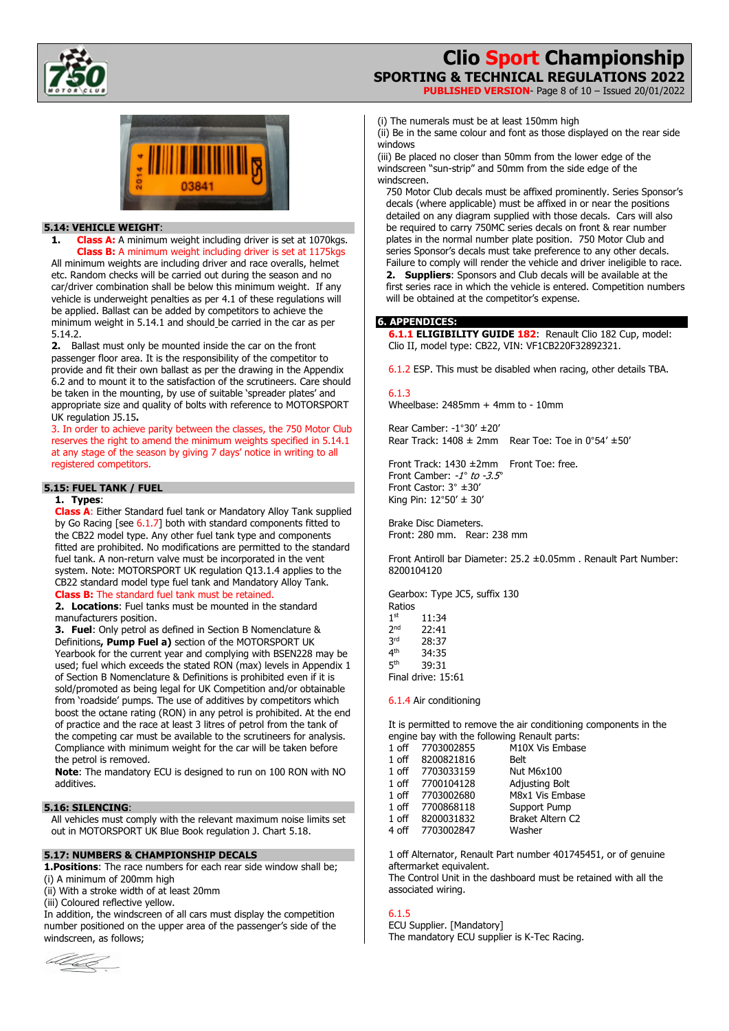## 5.14: VEHICLE WEIGHT:

1. **Class A:** A minimum weight including driver is set at 1070kgs.
   **Class B:** A minimum weight including driver is set at 1175kgs

All minimum weights are including driver and race overalls, helmet etc. Random checks will be carried out during the season and no car/driver combination shall be below this minimum weight. If any vehicle is underweight penalties as per 4.1 of these regulations will be applied. Ballast can be added by competitors to achieve the minimum weight in 5.14.1 and should be carried in the car as per 5.14.2.

2. Ballast must only be mounted inside the car on the front passenger floor area. It is the responsibility of the competitor to provide and fit their own ballast as per the drawing in the Appendix 6.2 and to mount it to the satisfaction of the scrutineers. Care should be taken in the mounting, by use of suitable 'spreader plates' and appropriate size and quality of bolts with reference to MOTORSPORT UK regulation J5.15**.**

3. In order to achieve parity between the classes, the 750 Motor Club reserves the right to amend the minimum weights specified in 5.14.1 at any stage of the season by giving 7 days' notice in writing to all registered competitors.

## 5.15: FUEL TANK / FUEL

1. **Types**:
   **Class A**: Either Standard fuel tank or Mandatory Alloy Tank supplied by Go Racing [see 6.1.7] both with standard components fitted to the CB22 model type. Any other fuel tank type and components fitted are prohibited. No modifications are permitted to the standard fuel tank. A non-return valve must be incorporated in the vent system. Note: MOTORSPORT UK regulation Q13.1.4 applies to the CB22 standard model type fuel tank and Mandatory Alloy Tank.
   **Class B:** The standard fuel tank must be retained.
2. **Locations**: Fuel tanks must be mounted in the standard manufacturers position.
3. **Fuel**: Only petrol as defined in Section B Nomenclature & Definitions**, Pump Fuel a)** section of the MOTORSPORT UK Yearbook for the current year and complying with BSEN228 may be used; fuel which exceeds the stated RON (max) levels in Appendix 1 of Section B Nomenclature & Definitions is prohibited even if it is sold/promoted as being legal for UK Competition and/or obtainable from 'roadside' pumps. The use of additives by competitors which boost the octane rating (RON) in any petrol is prohibited. At the end of practice and the race at least 3 litres of petrol from the tank of the competing car must be available to the scrutineers for analysis. Compliance with minimum weight for the car will be taken before the petrol is removed.
   **Note**: The mandatory ECU is designed to run on 100 RON with NO additives.

## 5.16: SILENCING:

All vehicles must comply with the relevant maximum noise limits set out in MOTORSPORT UK Blue Book regulation J. Chart 5.18.

## 5.17: NUMBERS & CHAMPIONSHIP DECALS

**1.Positions**: The race numbers for each rear side window shall be;
(i) A minimum of 200mm high
(ii) With a stroke width of at least 20mm
(iii) Coloured reflective yellow.
In addition, the windscreen of all cars must display the competition number positioned on the upper area of the passenger's side of the windscreen, as follows;
(i) The numerals must be at least 150mm high
(ii) Be in the same colour and font as those displayed on the rear side windows
(iii) Be placed no closer than 50mm from the lower edge of the windscreen "sun-strip" and 50mm from the side edge of the windscreen.

750 Motor Club decals must be affixed prominently. Series Sponsor's decals (where applicable) must be affixed in or near the positions detailed on any diagram supplied with those decals. Cars will also be required to carry 750MC series decals on front & rear number plates in the normal number plate position. 750 Motor Club and series Sponsor's decals must take preference to any other decals. Failure to comply will render the vehicle and driver ineligible to race.

2. **Suppliers**: Sponsors and Club decals will be available at the first series race in which the vehicle is entered. Competition numbers will be obtained at the competitor's expense.

## 6. APPENDICES:

**6.1.1 ELIGIBILITY GUIDE 182**: Renault Clio 182 Cup, model: Clio II, model type: CB22, VIN: VF1CB220F32892321.

6.1.2 ESP. This must be disabled when racing, other details TBA.

6.1.3
Wheelbase: 2485mm + 4mm to - 10mm

Rear Camber: -1°30' ±20'
Rear Track: 1408 ± 2mm  Rear Toe: Toe in 0°54' ±50'

Front Track: 1430 ±2mm  Front Toe: free.
Front Camber: *-1° to -3.5°*
Front Castor: 3° ±30'
King Pin: 12°50' ± 30'

Brake Disc Diameters.
Front: 280 mm.  Rear: 238 mm

Front Antiroll bar Diameter: 25.2 ±0.05mm . Renault Part Number: 8200104120

Gearbox: Type JC5, suffix 130
Ratios

| | |
|---|---|
| 1st | 11:34 |
| 2nd | 22:41 |
| 3rd | 28:37 |
| 4th | 34:35 |
| 5th | 39:31 |

Final drive: 15:61

6.1.4 Air conditioning

It is permitted to remove the air conditioning components in the engine bay with the following Renault parts:

| | | |
|---|---|---|
| 1 off | 7703002855 | M10X Vis Embase |
| 1 off | 8200821816 | Belt |
| 1 off | 7703033159 | Nut M6x100 |
| 1 off | 7700104128 | Adjusting Bolt |
| 1 off | 7703002680 | M8x1 Vis Embase |
| 1 off | 7700868118 | Support Pump |
| 1 off | 8200031832 | Braket Altern C2 |
| 4 off | 7703002847 | Washer |

1 off Alternator, Renault Part number 401745451, or of genuine aftermarket equivalent.
The Control Unit in the dashboard must be retained with all the associated wiring.

6.1.5
ECU Supplier. [Mandatory]
The mandatory ECU supplier is K-Tec Racing.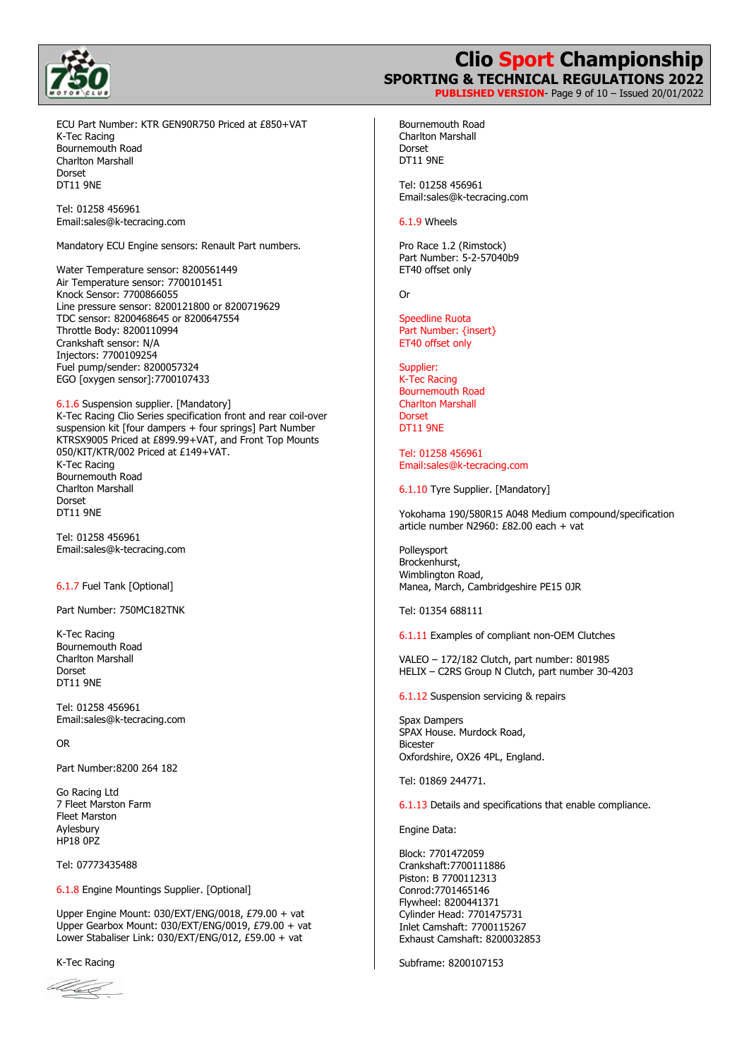ECU Part Number: KTR GEN90R750 Priced at £850+VAT
K-Tec Racing
Bournemouth Road
Charlton Marshall
Dorset
DT11 9NE

Tel: 01258 456961
Email:sales@k-tecracing.com

Mandatory ECU Engine sensors: Renault Part numbers.

Water Temperature sensor: 8200561449
Air Temperature sensor: 7700101451
Knock Sensor: 7700866055
Line pressure sensor: 8200121800 or 8200719629
TDC sensor: 8200468645 or 8200647554
Throttle Body: 8200110994
Crankshaft sensor: N/A
Injectors: 7700109254
Fuel pump/sender: 8200057324
EGO [oxygen sensor]:7700107433

6.1.6 Suspension supplier. [Mandatory]
K-Tec Racing Clio Series specification front and rear coil-over suspension kit [four dampers + four springs] Part Number KTRSX9005 Priced at £899.99+VAT, and Front Top Mounts 050/KIT/KTR/002 Priced at £149+VAT.
K-Tec Racing
Bournemouth Road
Charlton Marshall
Dorset
DT11 9NE

Tel: 01258 456961
Email:sales@k-tecracing.com

6.1.7 Fuel Tank [Optional]

Part Number: 750MC182TNK

K-Tec Racing
Bournemouth Road
Charlton Marshall
Dorset
DT11 9NE

Tel: 01258 456961
Email:sales@k-tecracing.com

OR

Part Number:8200 264 182

Go Racing Ltd
7 Fleet Marston Farm
Fleet Marston
Aylesbury
HP18 0PZ

Tel: 07773435488

6.1.8 Engine Mountings Supplier. [Optional]

Upper Engine Mount: 030/EXT/ENG/0018, £79.00 + vat
Upper Gearbox Mount: 030/EXT/ENG/0019, £79.00 + vat
Lower Stabaliser Link: 030/EXT/ENG/012, £59.00 + vat

K-Tec Racing
Bournemouth Road
Charlton Marshall
Dorset
DT11 9NE

Tel: 01258 456961
Email:sales@k-tecracing.com

6.1.9 Wheels

Pro Race 1.2 (Rimstock)
Part Number: 5-2-57040b9
ET40 offset only

Or

Speedline Ruota
Part Number: {insert}
ET40 offset only

Supplier:
K-Tec Racing
Bournemouth Road
Charlton Marshall
Dorset
DT11 9NE

Tel: 01258 456961
Email:sales@k-tecracing.com

6.1.10 Tyre Supplier. [Mandatory]

Yokohama 190/580R15 A048 Medium compound/specification article number N2960: £82.00 each + vat

Polleysport
Brockenhurst,
Wimblington Road,
Manea, March, Cambridgeshire PE15 0JR

Tel: 01354 688111

6.1.11 Examples of compliant non-OEM Clutches

VALEO – 172/182 Clutch, part number: 801985
HELIX – C2RS Group N Clutch, part number 30-4203

6.1.12 Suspension servicing & repairs

Spax Dampers
SPAX House. Murdock Road,
Bicester
Oxfordshire, OX26 4PL, England.

Tel: 01869 244771.

6.1.13 Details and specifications that enable compliance.

Engine Data:

Block: 7701472059
Crankshaft:7700111886
Piston: B 7700112313
Conrod:7701465146
Flywheel: 8200441371
Cylinder Head: 7701475731
Inlet Camshaft: 7700115267
Exhaust Camshaft: 8200032853

Subframe: 8200107153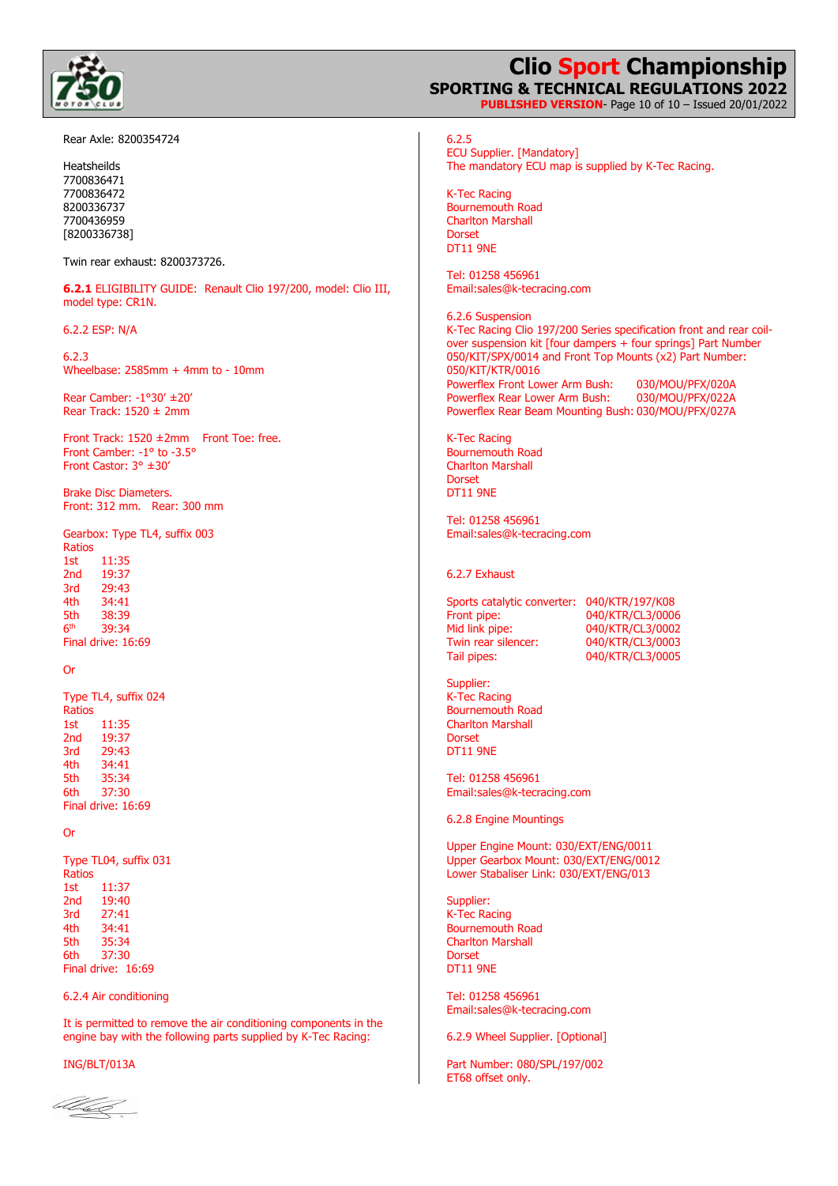Rear Axle: 8200354724

Heatsheilds
7700836471
7700836472
8200336737
7700436959
[8200336738]

Twin rear exhaust: 8200373726.

**6.2.1** ELIGIBILITY GUIDE: Renault Clio 197/200, model: Clio III, model type: CR1N.

6.2.2 ESP: N/A

6.2.3
Wheelbase: 2585mm + 4mm to - 10mm

Rear Camber: -1°30' ±20'
Rear Track: 1520 ± 2mm

Front Track: 1520 ±2mm Front Toe: free.
Front Camber: -1° to -3.5°
Front Castor: 3° ±30'

Brake Disc Diameters.
Front: 312 mm. Rear: 300 mm

Gearbox: Type TL4, suffix 003

Ratios

| | |
|---|---|
| 1st | 11:35 |
| 2nd | 19:37 |
| 3rd | 29:43 |
| 4th | 34:41 |
| 5th | 38:39 |
| 6th | 39:34 |

Final drive: 16:69

Or

Type TL4, suffix 024

Ratios

| | |
|---|---|
| 1st | 11:35 |
| 2nd | 19:37 |
| 3rd | 29:43 |
| 4th | 34:41 |
| 5th | 35:34 |
| 6th | 37:30 |

Final drive: 16:69

Or

Type TL04, suffix 031

Ratios

| | |
|---|---|
| 1st | 11:37 |
| 2nd | 19:40 |
| 3rd | 27:41 |
| 4th | 34:41 |
| 5th | 35:34 |
| 6th | 37:30 |

Final drive: 16:69

6.2.4 Air conditioning

It is permitted to remove the air conditioning components in the engine bay with the following parts supplied by K-Tec Racing:

ING/BLT/013A

6.2.5
ECU Supplier. [Mandatory]
The mandatory ECU map is supplied by K-Tec Racing.

K-Tec Racing
Bournemouth Road
Charlton Marshall
Dorset
DT11 9NE

Tel: 01258 456961
Email:sales@k-tecracing.com

6.2.6 Suspension
K-Tec Racing Clio 197/200 Series specification front and rear coil-over suspension kit [four dampers + four springs] Part Number 050/KIT/SPX/0014 and Front Top Mounts (x2) Part Number: 050/KIT/KTR/0016
Powerflex Front Lower Arm Bush: 030/MOU/PFX/020A
Powerflex Rear Lower Arm Bush: 030/MOU/PFX/022A
Powerflex Rear Beam Mounting Bush: 030/MOU/PFX/027A

K-Tec Racing
Bournemouth Road
Charlton Marshall
Dorset
DT11 9NE

Tel: 01258 456961
Email:sales@k-tecracing.com

6.2.7 Exhaust

| | |
|---|---|
| Sports catalytic converter: | 040/KTR/197/K08 |
| Front pipe: | 040/KTR/CL3/0006 |
| Mid link pipe: | 040/KTR/CL3/0002 |
| Twin rear silencer: | 040/KTR/CL3/0003 |
| Tail pipes: | 040/KTR/CL3/0005 |

Supplier:
K-Tec Racing
Bournemouth Road
Charlton Marshall
Dorset
DT11 9NE

Tel: 01258 456961
Email:sales@k-tecracing.com

6.2.8 Engine Mountings

Upper Engine Mount: 030/EXT/ENG/0011
Upper Gearbox Mount: 030/EXT/ENG/0012
Lower Stabaliser Link: 030/EXT/ENG/013

Supplier:
K-Tec Racing
Bournemouth Road
Charlton Marshall
Dorset
DT11 9NE

Tel: 01258 456961
Email:sales@k-tecracing.com

6.2.9 Wheel Supplier. [Optional]

Part Number: 080/SPL/197/002
ET68 offset only.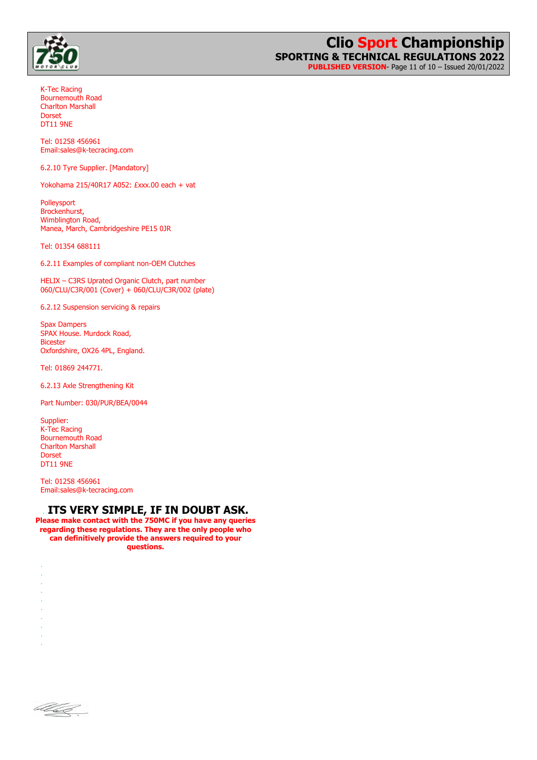K-Tec Racing
Bournemouth Road
Charlton Marshall
Dorset
DT11 9NE

Tel: 01258 456961
Email:sales@k-tecracing.com

6.2.10 Tyre Supplier. [Mandatory]

Yokohama 215/40R17 A052: £xxx.00 each + vat

Polleysport
Brockenhurst,
Wimblington Road,
Manea, March, Cambridgeshire PE15 0JR

Tel: 01354 688111

6.2.11 Examples of compliant non-OEM Clutches

HELIX – C3RS Uprated Organic Clutch, part number 060/CLU/C3R/001 (Cover) + 060/CLU/C3R/002 (plate)

6.2.12 Suspension servicing & repairs

Spax Dampers
SPAX House. Murdock Road,
Bicester
Oxfordshire, OX26 4PL, England.

Tel: 01869 244771.

6.2.13 Axle Strengthening Kit

Part Number: 030/PUR/BEA/0044

Supplier:
K-Tec Racing
Bournemouth Road
Charlton Marshall
Dorset
DT11 9NE

Tel: 01258 456961
Email:sales@k-tecracing.com

## ITS VERY SIMPLE, IF IN DOUBT ASK.

**Please make contact with the 750MC if you have any queries regarding these regulations. They are the only people who can definitively provide the answers required to your questions.**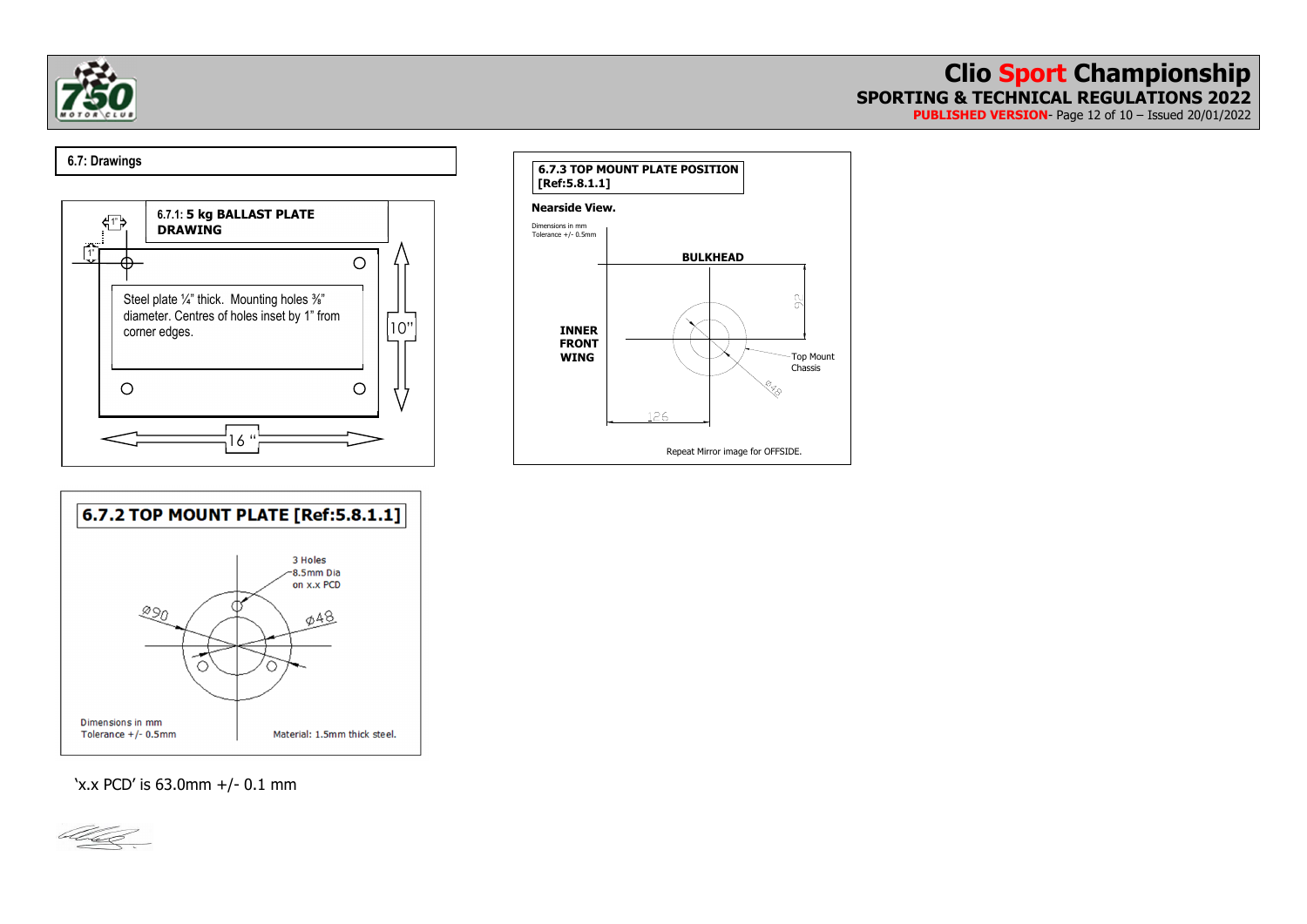## 6.7: Drawings

**6.7.1: 5 kg BALLAST PLATE DRAWING**

Steel plate ¼" thick. Mounting holes ⅜" diameter. Centres of holes inset by 1" from corner edges.

1"

1"

10"

16 "

**6.7.2 TOP MOUNT PLATE [Ref:5.8.1.1]**

3 Holes 8.5mm Dia on x.x PCD

Ø90

Ø48

Dimensions in mm
Tolerance +/- 0.5mm

Material: 1.5mm thick steel.

'x.x PCD' is 63.0mm +/- 0.1 mm

**6.7.3 TOP MOUNT PLATE POSITION [Ref:5.8.1.1]**

**Nearside View.**

Dimensions in mm
Tolerance +/- 0.5mm

**BULKHEAD**

**INNER FRONT WING**

92

Top Mount Chassis

Ø48

126

Repeat Mirror image for OFFSIDE.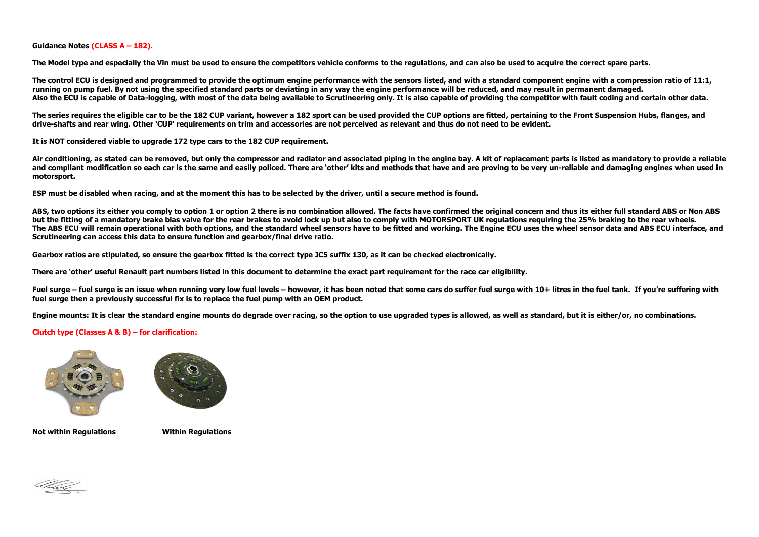**Guidance Notes (CLASS A – 182).**

**The Model type and especially the Vin must be used to ensure the competitors vehicle conforms to the regulations, and can also be used to acquire the correct spare parts.**

**The control ECU is designed and programmed to provide the optimum engine performance with the sensors listed, and with a standard component engine with a compression ratio of 11:1, running on pump fuel. By not using the specified standard parts or deviating in any way the engine performance will be reduced, and may result in permanent damaged. Also the ECU is capable of Data-logging, with most of the data being available to Scrutineering only. It is also capable of providing the competitor with fault coding and certain other data.**

**The series requires the eligible car to be the 182 CUP variant, however a 182 sport can be used provided the CUP options are fitted, pertaining to the Front Suspension Hubs, flanges, and drive-shafts and rear wing. Other 'CUP' requirements on trim and accessories are not perceived as relevant and thus do not need to be evident.**

**It is NOT considered viable to upgrade 172 type cars to the 182 CUP requirement.**

**Air conditioning, as stated can be removed, but only the compressor and radiator and associated piping in the engine bay. A kit of replacement parts is listed as mandatory to provide a reliable and compliant modification so each car is the same and easily policed. There are 'other' kits and methods that have and are proving to be very un-reliable and damaging engines when used in motorsport.**

**ESP must be disabled when racing, and at the moment this has to be selected by the driver, until a secure method is found.**

**ABS, two options its either you comply to option 1 or option 2 there is no combination allowed. The facts have confirmed the original concern and thus its either full standard ABS or Non ABS but the fitting of a mandatory brake bias valve for the rear brakes to avoid lock up but also to comply with MOTORSPORT UK regulations requiring the 25% braking to the rear wheels. The ABS ECU will remain operational with both options, and the standard wheel sensors have to be fitted and working. The Engine ECU uses the wheel sensor data and ABS ECU interface, and Scrutineering can access this data to ensure function and gearbox/final drive ratio.**

**Gearbox ratios are stipulated, so ensure the gearbox fitted is the correct type JC5 suffix 130, as it can be checked electronically.**

**There are 'other' useful Renault part numbers listed in this document to determine the exact part requirement for the race car eligibility.**

**Fuel surge – fuel surge is an issue when running very low fuel levels – however, it has been noted that some cars do suffer fuel surge with 10+ litres in the fuel tank. If you're suffering with fuel surge then a previously successful fix is to replace the fuel pump with an OEM product.**

**Engine mounts: It is clear the standard engine mounts do degrade over racing, so the option to use upgraded types is allowed, as well as standard, but it is either/or, no combinations.**

**Clutch type (Classes A & B) – for clarification:**

**Not within Regulations** **Within Regulations**